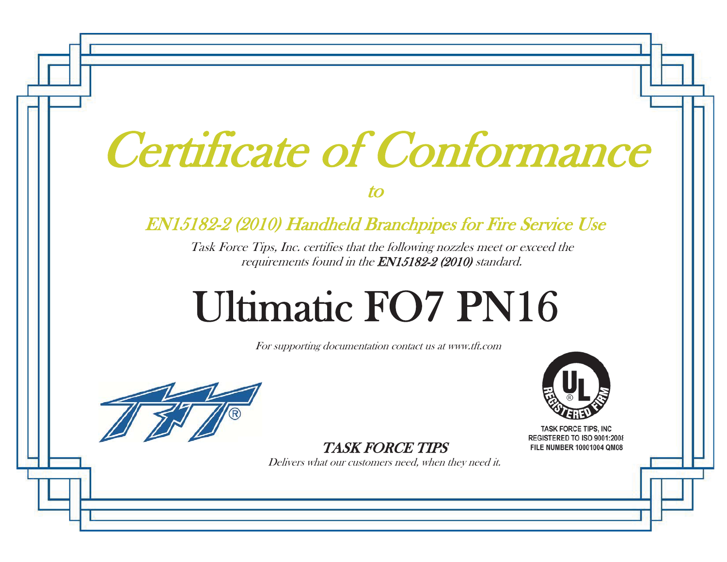# Certificate of Conformance

*to*

## EN15182-2 (2010) Handheld Branchpipes for Fire Service Use

*Task Force Tips, Inc. certifies that the following nozzles meet or exceed the requirements found in the **EN15182-2 (2010)** standard.*

# Ultimatic FO7 PN16

*For supporting documentation contact us at www.tft.com*

TASK FORCE TIPS, INC
REGISTERED TO ISO 9001:2008
FILE NUMBER 10001004 QM08

*TASK FORCE TIPS*

*Delivers what our customers need, when they need it.*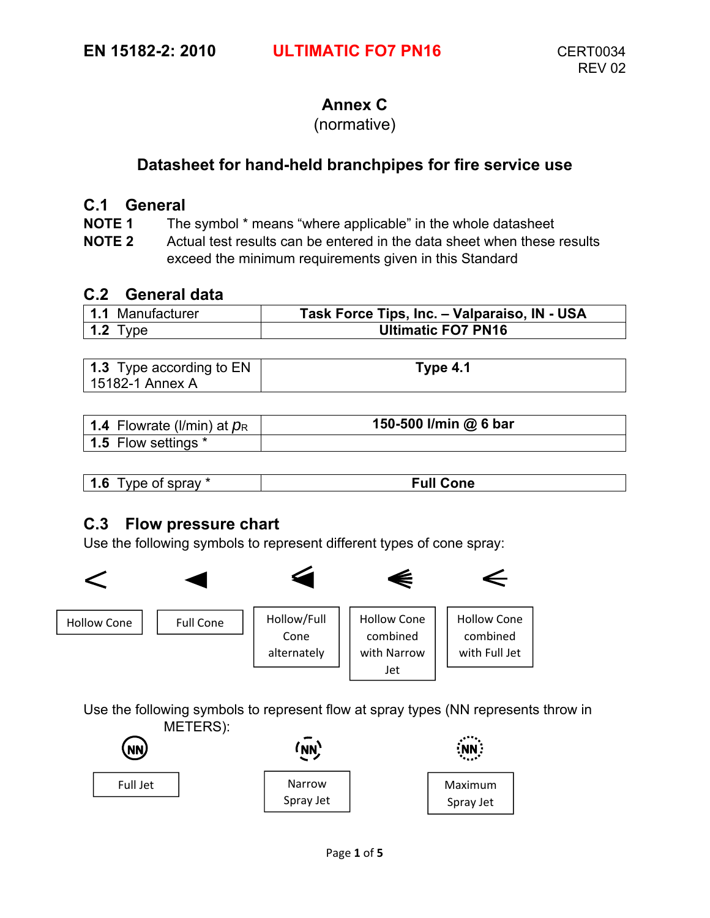EN 15182-2: 2010 ULTIMATIC FO7 PN16 CERT0034 REV 02

# Annex C
(normative)

## Datasheet for hand-held branchpipes for fire service use

## C.1 General

**NOTE 1** The symbol * means "where applicable" in the whole datasheet

**NOTE 2** Actual test results can be entered in the data sheet when these results exceed the minimum requirements given in this Standard

## C.2 General data

| | |
|---|---|
| **1.1** Manufacturer | **Task Force Tips, Inc. – Valparaiso, IN - USA** |
| **1.2** Type | **Ultimatic FO7 PN16** |

| | |
|---|---|
| **1.3** Type according to EN 15182-1 Annex A | **Type 4.1** |

| | |
|---|---|
| **1.4** Flowrate (l/min) at $p_R$ | **150-500 l/min @ 6 bar** |
| **1.5** Flow settings * | |

| | |
|---|---|
| **1.6** Type of spray * | **Full Cone** |

## C.3 Flow pressure chart

Use the following symbols to represent different types of cone spray:

Hollow Cone

Full Cone

Hollow/Full Cone alternately

Hollow Cone combined with Narrow Jet

Hollow Cone combined with Full Jet

Use the following symbols to represent flow at spray types (NN represents throw in METERS):

NN — Full Jet

NN — Narrow Spray Jet

NN — Maximum Spray Jet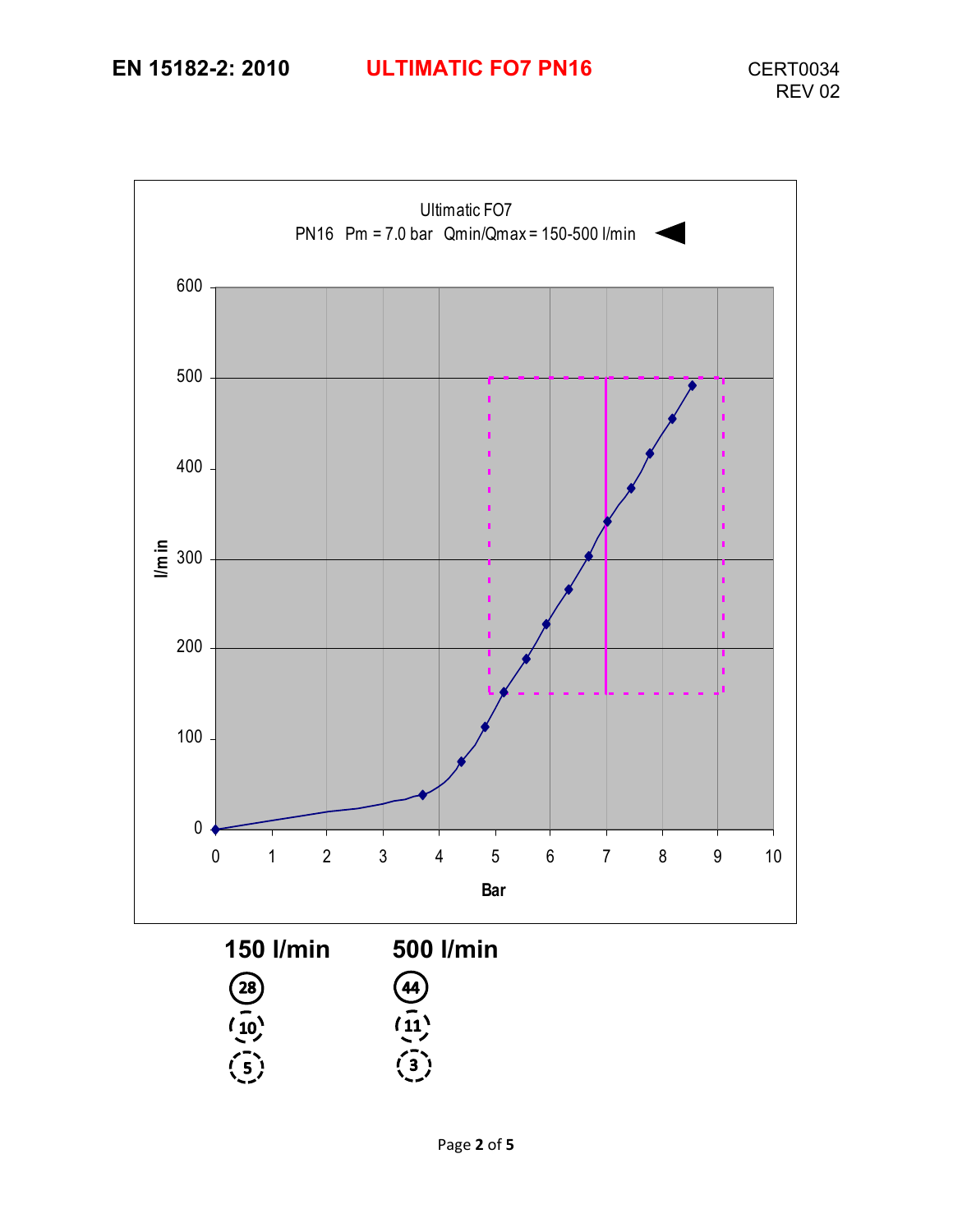**EN 15182-2: 2010** **ULTIMATIC FO7 PN16**

CERT0034
REV 02

Ultimatic FO7
PN16 Pm = 7.0 bar Qmin/Qmax = 150-500 l/min

l/min

600
500
400
300
200
100
0

0 1 2 3 4 5 6 7 8 9 10

Bar

| 150 l/min | 500 l/min |
|---|---|
| 28 | 44 |
| 10 | 11 |
| 5 | 3 |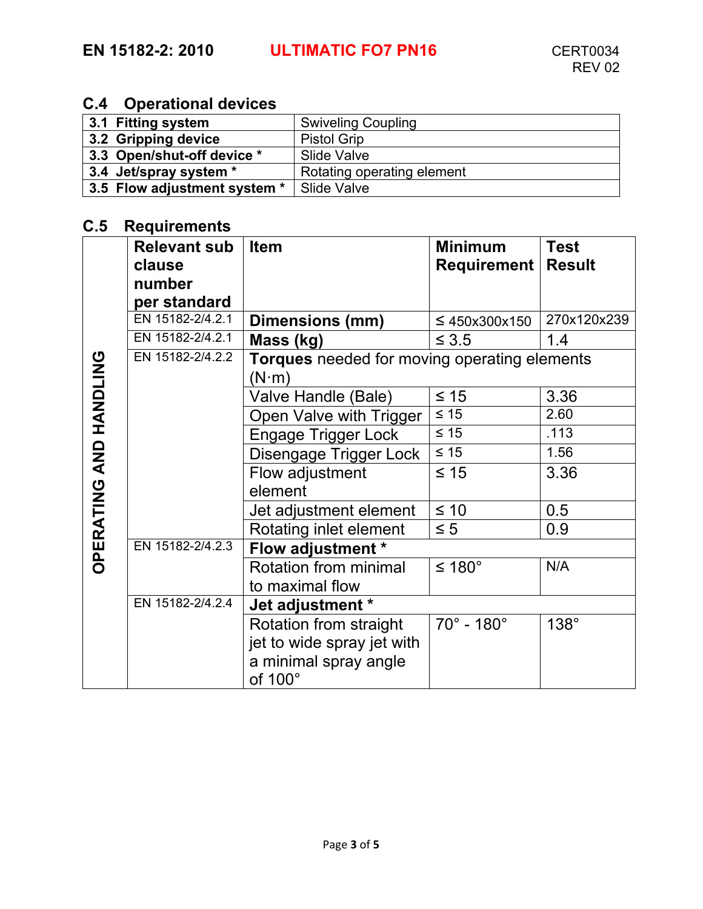## C.4 Operational devices

| | |
|---|---|
| **3.1 Fitting system** | Swiveling Coupling |
| **3.2 Gripping device** | Pistol Grip |
| **3.3 Open/shut-off device *** | Slide Valve |
| **3.4 Jet/spray system *** | Rotating operating element |
| **3.5 Flow adjustment system *** | Slide Valve |

## C.5 Requirements

| | Relevant sub clause number per standard | Item | Minimum Requirement | Test Result |
|---|---|---|---|---|
| OPERATING AND HANDLING | EN 15182-2/4.2.1 | **Dimensions (mm)** | ≤ 450x300x150 | 270x120x239 |
| | EN 15182-2/4.2.1 | **Mass (kg)** | ≤ 3.5 | 1.4 |
| | EN 15182-2/4.2.2 | **Torques** needed for moving operating elements (N·m) | | |
| | | Valve Handle (Bale) | ≤ 15 | 3.36 |
| | | Open Valve with Trigger | ≤ 15 | 2.60 |
| | | Engage Trigger Lock | ≤ 15 | .113 |
| | | Disengage Trigger Lock | ≤ 15 | 1.56 |
| | | Flow adjustment element | ≤ 15 | 3.36 |
| | | Jet adjustment element | ≤ 10 | 0.5 |
| | | Rotating inlet element | ≤ 5 | 0.9 |
| | EN 15182-2/4.2.3 | **Flow adjustment *** | | |
| | | Rotation from minimal to maximal flow | ≤ 180° | N/A |
| | EN 15182-2/4.2.4 | **Jet adjustment *** | | |
| | | Rotation from straight jet to wide spray jet with a minimal spray angle of 100° | 70° - 180° | 138° |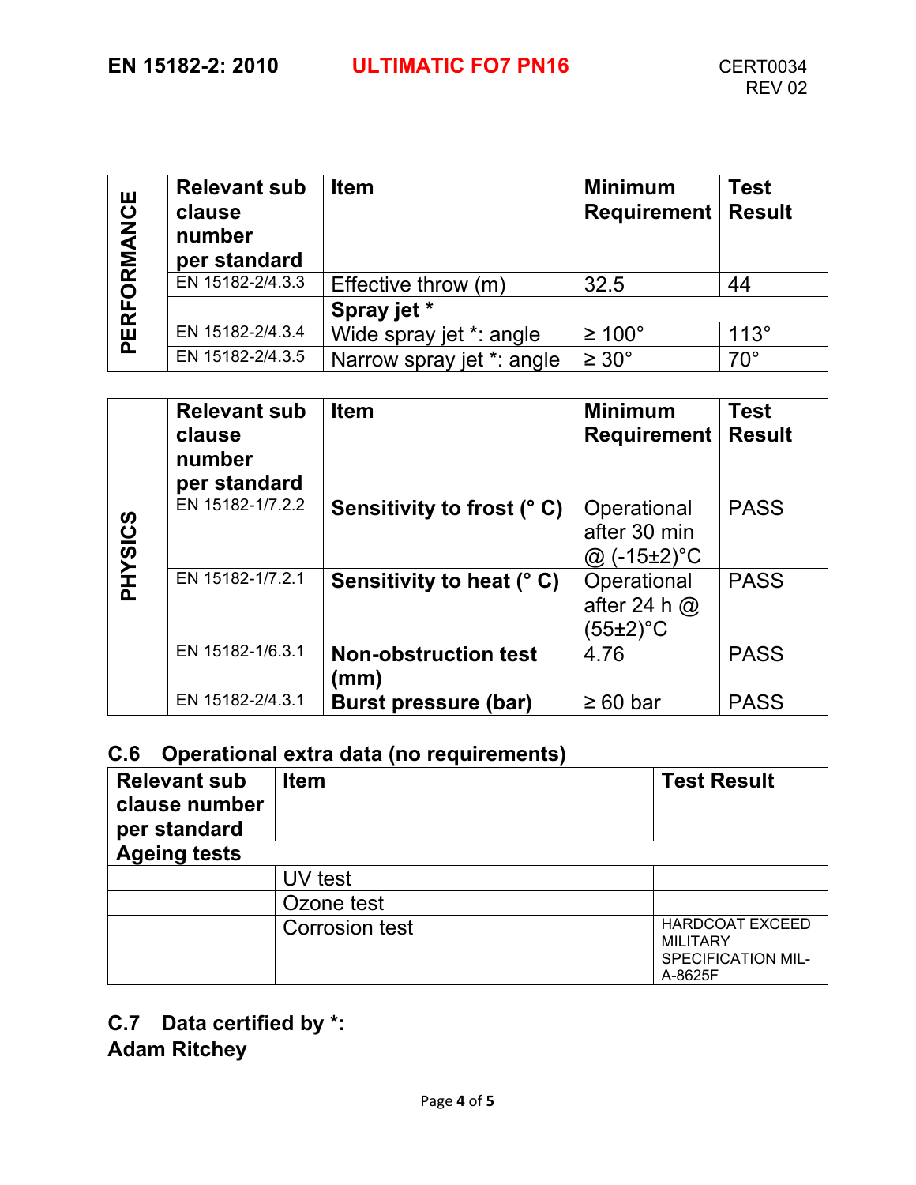| PERFORMANCE | Relevant sub clause number per standard | Item | Minimum Requirement | Test Result |
|---|---|---|---|---|
| | EN 15182-2/4.3.3 | Effective throw (m) | 32.5 | 44 |
| | | **Spray jet *** | | |
| | EN 15182-2/4.3.4 | Wide spray jet *: angle | ≥ 100° | 113° |
| | EN 15182-2/4.3.5 | Narrow spray jet *: angle | ≥ 30° | 70° |

| PHYSICS | Relevant sub clause number per standard | Item | Minimum Requirement | Test Result |
|---|---|---|---|---|
| | EN 15182-1/7.2.2 | **Sensitivity to frost (° C)** | Operational after 30 min @ (-15±2)°C | PASS |
| | EN 15182-1/7.2.1 | **Sensitivity to heat (° C)** | Operational after 24 h @ (55±2)°C | PASS |
| | EN 15182-1/6.3.1 | **Non-obstruction test (mm)** | 4.76 | PASS |
| | EN 15182-2/4.3.1 | **Burst pressure (bar)** | ≥ 60 bar | PASS |

## C.6 Operational extra data (no requirements)

| Relevant sub clause number per standard | Item | Test Result |
|---|---|---|
| **Ageing tests** | | |
| | UV test | |
| | Ozone test | |
| | Corrosion test | HARDCOAT EXCEED MILITARY SPECIFICATION MIL-A-8625F |

## C.7 Data certified by *:

**Adam Ritchey**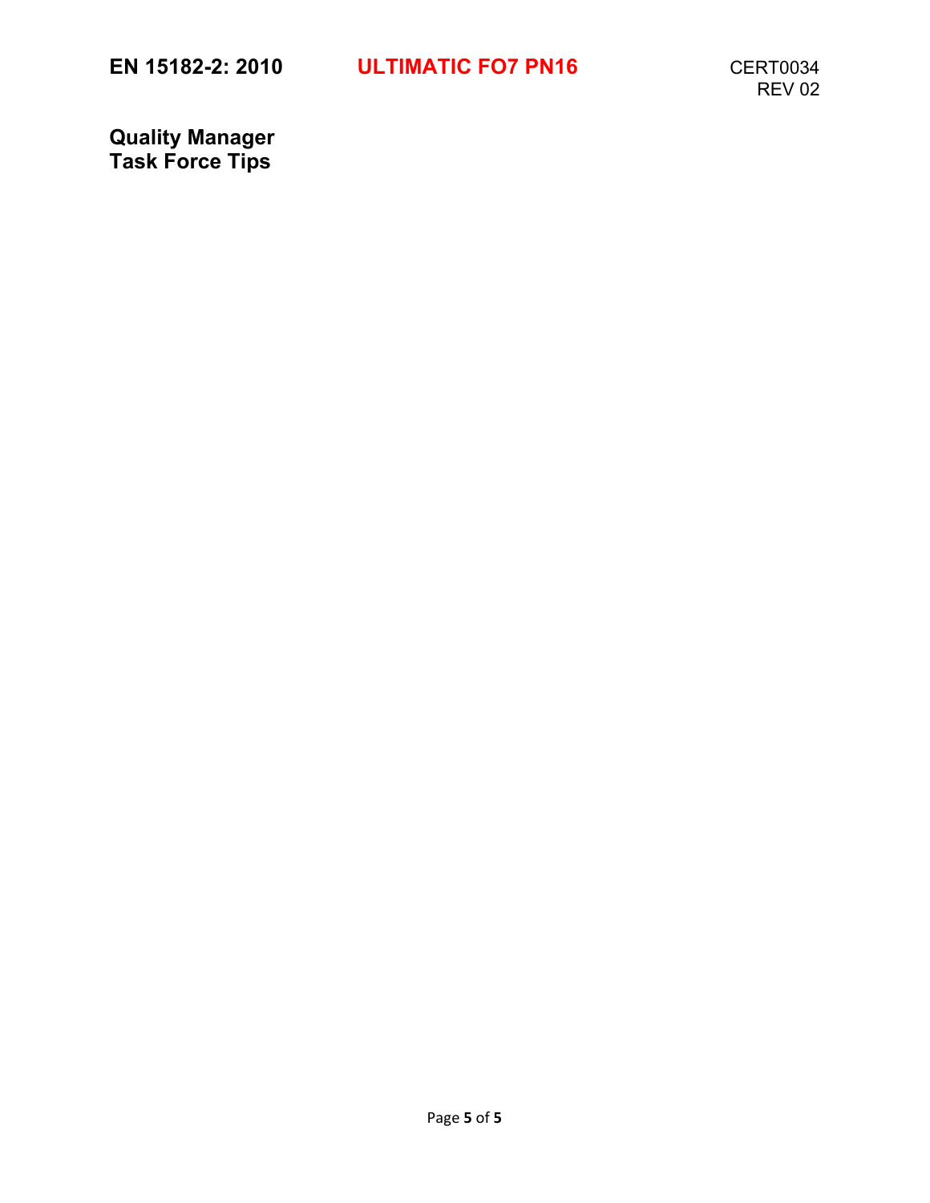**Quality Manager**
**Task Force Tips**